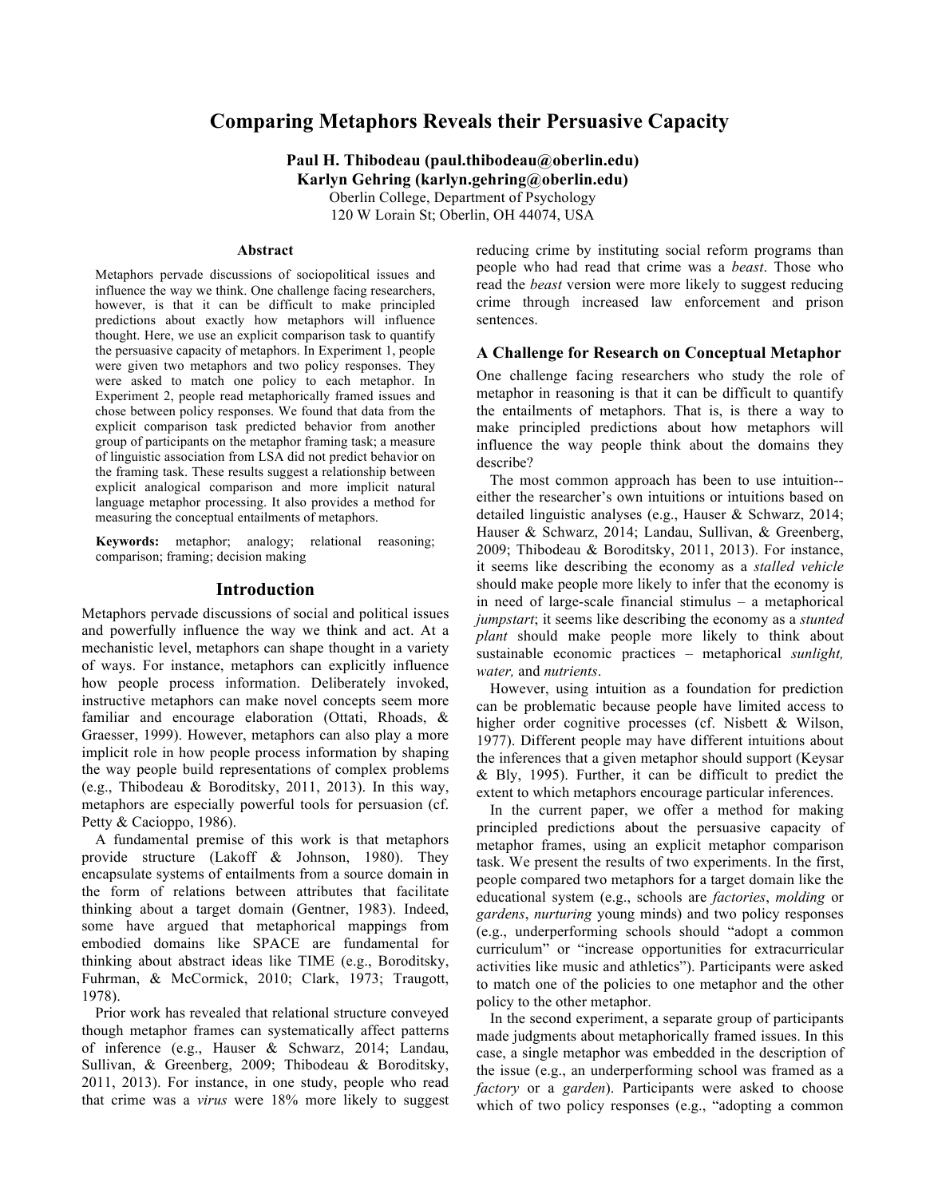# Comparing Metaphors Reveals their Persuasive Capacity

**Paul H. Thibodeau (paul.thibodeau@oberlin.edu)**
**Karlyn Gehring (karlyn.gehring@oberlin.edu)**
Oberlin College, Department of Psychology
120 W Lorain St; Oberlin, OH 44074, USA

## Abstract

Metaphors pervade discussions of sociopolitical issues and influence the way we think. One challenge facing researchers, however, is that it can be difficult to make principled predictions about exactly how metaphors will influence thought. Here, we use an explicit comparison task to quantify the persuasive capacity of metaphors. In Experiment 1, people were given two metaphors and two policy responses. They were asked to match one policy to each metaphor. In Experiment 2, people read metaphorically framed issues and chose between policy responses. We found that data from the explicit comparison task predicted behavior from another group of participants on the metaphor framing task; a measure of linguistic association from LSA did not predict behavior on the framing task. These results suggest a relationship between explicit analogical comparison and more implicit natural language metaphor processing. It also provides a method for measuring the conceptual entailments of metaphors.

**Keywords:** metaphor; analogy; relational reasoning; comparison; framing; decision making

## Introduction

Metaphors pervade discussions of social and political issues and powerfully influence the way we think and act. At a mechanistic level, metaphors can shape thought in a variety of ways. For instance, metaphors can explicitly influence how people process information. Deliberately invoked, instructive metaphors can make novel concepts seem more familiar and encourage elaboration (Ottati, Rhoads, & Graesser, 1999). However, metaphors can also play a more implicit role in how people process information by shaping the way people build representations of complex problems (e.g., Thibodeau & Boroditsky, 2011, 2013). In this way, metaphors are especially powerful tools for persuasion (cf. Petty & Cacioppo, 1986).

A fundamental premise of this work is that metaphors provide structure (Lakoff & Johnson, 1980). They encapsulate systems of entailments from a source domain in the form of relations between attributes that facilitate thinking about a target domain (Gentner, 1983). Indeed, some have argued that metaphorical mappings from embodied domains like SPACE are fundamental for thinking about abstract ideas like TIME (e.g., Boroditsky, Fuhrman, & McCormick, 2010; Clark, 1973; Traugott, 1978).

Prior work has revealed that relational structure conveyed though metaphor frames can systematically affect patterns of inference (e.g., Hauser & Schwarz, 2014; Landau, Sullivan, & Greenberg, 2009; Thibodeau & Boroditsky, 2011, 2013). For instance, in one study, people who read that crime was a *virus* were 18% more likely to suggest reducing crime by instituting social reform programs than people who had read that crime was a *beast*. Those who read the *beast* version were more likely to suggest reducing crime through increased law enforcement and prison sentences.

### A Challenge for Research on Conceptual Metaphor

One challenge facing researchers who study the role of metaphor in reasoning is that it can be difficult to quantify the entailments of metaphors. That is, is there a way to make principled predictions about how metaphors will influence the way people think about the domains they describe?

The most common approach has been to use intuition--either the researcher's own intuitions or intuitions based on detailed linguistic analyses (e.g., Hauser & Schwarz, 2014; Hauser & Schwarz, 2014; Landau, Sullivan, & Greenberg, 2009; Thibodeau & Boroditsky, 2011, 2013). For instance, it seems like describing the economy as a *stalled vehicle* should make people more likely to infer that the economy is in need of large-scale financial stimulus – a metaphorical *jumpstart*; it seems like describing the economy as a *stunted plant* should make people more likely to think about sustainable economic practices – metaphorical *sunlight, water,* and *nutrients*.

However, using intuition as a foundation for prediction can be problematic because people have limited access to higher order cognitive processes (cf. Nisbett & Wilson, 1977). Different people may have different intuitions about the inferences that a given metaphor should support (Keysar & Bly, 1995). Further, it can be difficult to predict the extent to which metaphors encourage particular inferences.

In the current paper, we offer a method for making principled predictions about the persuasive capacity of metaphor frames, using an explicit metaphor comparison task. We present the results of two experiments. In the first, people compared two metaphors for a target domain like the educational system (e.g., schools are *factories*, *molding* or *gardens*, *nurturing* young minds) and two policy responses (e.g., underperforming schools should "adopt a common curriculum" or "increase opportunities for extracurricular activities like music and athletics"). Participants were asked to match one of the policies to one metaphor and the other policy to the other metaphor.

In the second experiment, a separate group of participants made judgments about metaphorically framed issues. In this case, a single metaphor was embedded in the description of the issue (e.g., an underperforming school was framed as a *factory* or a *garden*). Participants were asked to choose which of two policy responses (e.g., "adopting a common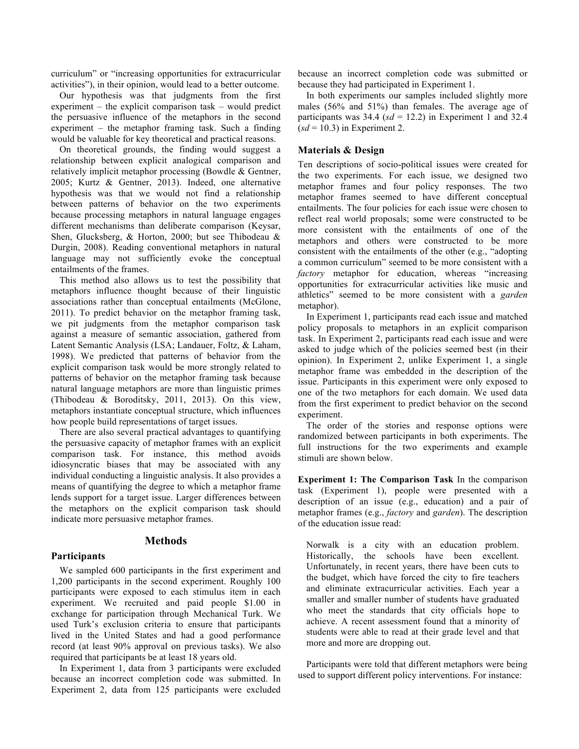curriculum" or "increasing opportunities for extracurricular activities"), in their opinion, would lead to a better outcome.

Our hypothesis was that judgments from the first experiment – the explicit comparison task – would predict the persuasive influence of the metaphors in the second experiment – the metaphor framing task. Such a finding would be valuable for key theoretical and practical reasons.

On theoretical grounds, the finding would suggest a relationship between explicit analogical comparison and relatively implicit metaphor processing (Bowdle & Gentner, 2005; Kurtz & Gentner, 2013). Indeed, one alternative hypothesis was that we would not find a relationship between patterns of behavior on the two experiments because processing metaphors in natural language engages different mechanisms than deliberate comparison (Keysar, Shen, Glucksberg, & Horton, 2000; but see Thibodeau & Durgin, 2008). Reading conventional metaphors in natural language may not sufficiently evoke the conceptual entailments of the frames.

This method also allows us to test the possibility that metaphors influence thought because of their linguistic associations rather than conceptual entailments (McGlone, 2011). To predict behavior on the metaphor framing task, we pit judgments from the metaphor comparison task against a measure of semantic association, gathered from Latent Semantic Analysis (LSA; Landauer, Foltz, & Laham, 1998). We predicted that patterns of behavior from the explicit comparison task would be more strongly related to patterns of behavior on the metaphor framing task because natural language metaphors are more than linguistic primes (Thibodeau & Boroditsky, 2011, 2013). On this view, metaphors instantiate conceptual structure, which influences how people build representations of target issues.

There are also several practical advantages to quantifying the persuasive capacity of metaphor frames with an explicit comparison task. For instance, this method avoids idiosyncratic biases that may be associated with any individual conducting a linguistic analysis. It also provides a means of quantifying the degree to which a metaphor frame lends support for a target issue. Larger differences between the metaphors on the explicit comparison task should indicate more persuasive metaphor frames.

## Methods

### Participants

We sampled 600 participants in the first experiment and 1,200 participants in the second experiment. Roughly 100 participants were exposed to each stimulus item in each experiment. We recruited and paid people $1.00 in exchange for participation through Mechanical Turk. We used Turk's exclusion criteria to ensure that participants lived in the United States and had a good performance record (at least 90% approval on previous tasks). We also required that participants be at least 18 years old.

In Experiment 1, data from 3 participants were excluded because an incorrect completion code was submitted. In Experiment 2, data from 125 participants were excluded because an incorrect completion code was submitted or because they had participated in Experiment 1.

In both experiments our samples included slightly more males (56% and 51%) than females. The average age of participants was 34.4 ($sd$ = 12.2) in Experiment 1 and 32.4 ($sd$ = 10.3) in Experiment 2.

### Materials & Design

Ten descriptions of socio-political issues were created for the two experiments. For each issue, we designed two metaphor frames and four policy responses. The two metaphor frames seemed to have different conceptual entailments. The four policies for each issue were chosen to reflect real world proposals; some were constructed to be more consistent with the entailments of one of the metaphors and others were constructed to be more consistent with the entailments of the other (e.g., "adopting a common curriculum" seemed to be more consistent with a *factory* metaphor for education, whereas "increasing opportunities for extracurricular activities like music and athletics" seemed to be more consistent with a *garden* metaphor).

In Experiment 1, participants read each issue and matched policy proposals to metaphors in an explicit comparison task. In Experiment 2, participants read each issue and were asked to judge which of the policies seemed best (in their opinion). In Experiment 2, unlike Experiment 1, a single metaphor frame was embedded in the description of the issue. Participants in this experiment were only exposed to one of the two metaphors for each domain. We used data from the first experiment to predict behavior on the second experiment.

The order of the stories and response options were randomized between participants in both experiments. The full instructions for the two experiments and example stimuli are shown below.

**Experiment 1: The Comparison Task** In the comparison task (Experiment 1), people were presented with a description of an issue (e.g., education) and a pair of metaphor frames (e.g., *factory* and *garden*). The description of the education issue read:

> Norwalk is a city with an education problem. Historically, the schools have been excellent. Unfortunately, in recent years, there have been cuts to the budget, which have forced the city to fire teachers and eliminate extracurricular activities. Each year a smaller and smaller number of students have graduated who meet the standards that city officials hope to achieve. A recent assessment found that a minority of students were able to read at their grade level and that more and more are dropping out.

Participants were told that different metaphors were being used to support different policy interventions. For instance: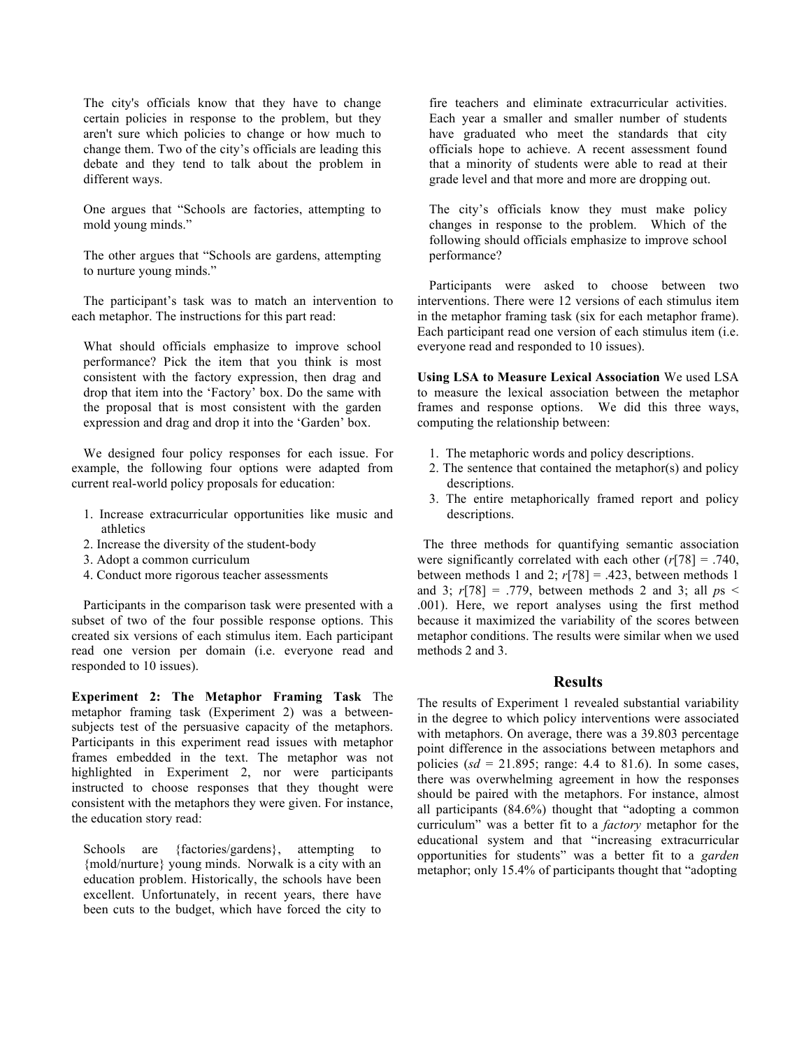The city's officials know that they have to change certain policies in response to the problem, but they aren't sure which policies to change or how much to change them. Two of the city's officials are leading this debate and they tend to talk about the problem in different ways.

> One argues that "Schools are factories, attempting to mold young minds."
>
> The other argues that "Schools are gardens, attempting to nurture young minds."

The participant's task was to match an intervention to each metaphor. The instructions for this part read:

> What should officials emphasize to improve school performance? Pick the item that you think is most consistent with the factory expression, then drag and drop that item into the 'Factory' box. Do the same with the proposal that is most consistent with the garden expression and drag and drop it into the 'Garden' box.

We designed four policy responses for each issue. For example, the following four options were adapted from current real-world policy proposals for education:

1. Increase extracurricular opportunities like music and athletics
2. Increase the diversity of the student-body
3. Adopt a common curriculum
4. Conduct more rigorous teacher assessments

Participants in the comparison task were presented with a subset of two of the four possible response options. This created six versions of each stimulus item. Each participant read one version per domain (i.e. everyone read and responded to 10 issues).

**Experiment 2: The Metaphor Framing Task** The metaphor framing task (Experiment 2) was a between-subjects test of the persuasive capacity of the metaphors. Participants in this experiment read issues with metaphor frames embedded in the text. The metaphor was not highlighted in Experiment 2, nor were participants instructed to choose responses that they thought were consistent with the metaphors they were given. For instance, the education story read:

> Schools are {factories/gardens}, attempting to {mold/nurture} young minds. Norwalk is a city with an education problem. Historically, the schools have been excellent. Unfortunately, in recent years, there have been cuts to the budget, which have forced the city to fire teachers and eliminate extracurricular activities. Each year a smaller and smaller number of students have graduated who meet the standards that city officials hope to achieve. A recent assessment found that a minority of students were able to read at their grade level and that more and more are dropping out.
>
> The city's officials know they must make policy changes in response to the problem. Which of the following should officials emphasize to improve school performance?

Participants were asked to choose between two interventions. There were 12 versions of each stimulus item in the metaphor framing task (six for each metaphor frame). Each participant read one version of each stimulus item (i.e. everyone read and responded to 10 issues).

**Using LSA to Measure Lexical Association** We used LSA to measure the lexical association between the metaphor frames and response options. We did this three ways, computing the relationship between:

1. The metaphoric words and policy descriptions.
2. The sentence that contained the metaphor(s) and policy descriptions.
3. The entire metaphorically framed report and policy descriptions.

The three methods for quantifying semantic association were significantly correlated with each other ($r[78] = .740$, between methods 1 and 2; $r[78] = .423$, between methods 1 and 3; $r[78] = .779$, between methods 2 and 3; all $p$s $< .001$). Here, we report analyses using the first method because it maximized the variability of the scores between metaphor conditions. The results were similar when we used methods 2 and 3.

## Results

The results of Experiment 1 revealed substantial variability in the degree to which policy interventions were associated with metaphors. On average, there was a 39.803 percentage point difference in the associations between metaphors and policies ($sd = 21.895$; range: 4.4 to 81.6). In some cases, there was overwhelming agreement in how the responses should be paired with the metaphors. For instance, almost all participants (84.6%) thought that "adopting a common curriculum" was a better fit to a *factory* metaphor for the educational system and that "increasing extracurricular opportunities for students" was a better fit to a *garden* metaphor; only 15.4% of participants thought that "adopting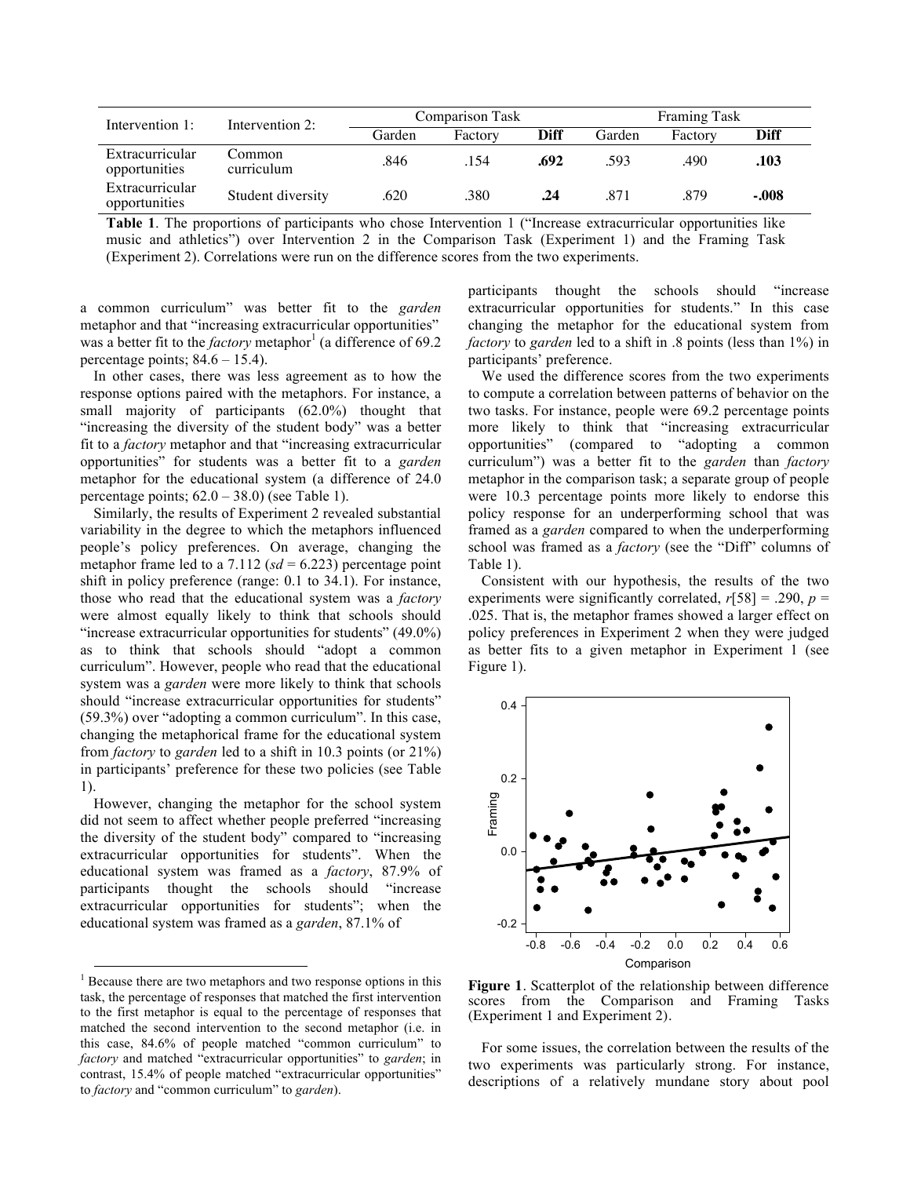| Intervention 1: | Intervention 2: | Comparison Task | | | Framing Task | | |
|---|---|---|---|---|---|---|---|
| | | Garden | Factory | **Diff** | Garden | Factory | **Diff** |
| Extracurricular opportunities | Common curriculum | .846 | .154 | **.692** | .593 | .490 | **.103** |
| Extracurricular opportunities | Student diversity | .620 | .380 | **.24** | .871 | .879 | **-.008** |

**Table 1**. The proportions of participants who chose Intervention 1 ("Increase extracurricular opportunities like music and athletics") over Intervention 2 in the Comparison Task (Experiment 1) and the Framing Task (Experiment 2). Correlations were run on the difference scores from the two experiments.

a common curriculum" was better fit to the *garden* metaphor and that "increasing extracurricular opportunities" was a better fit to the *factory* metaphor[1] (a difference of 69.2 percentage points; 84.6 – 15.4).

In other cases, there was less agreement as to how the response options paired with the metaphors. For instance, a small majority of participants (62.0%) thought that "increasing the diversity of the student body" was a better fit to a *factory* metaphor and that "increasing extracurricular opportunities" for students was a better fit to a *garden* metaphor for the educational system (a difference of 24.0 percentage points; 62.0 – 38.0) (see Table 1).

Similarly, the results of Experiment 2 revealed substantial variability in the degree to which the metaphors influenced people's policy preferences. On average, changing the metaphor frame led to a 7.112 (*sd* = 6.223) percentage point shift in policy preference (range: 0.1 to 34.1). For instance, those who read that the educational system was a *factory* were almost equally likely to think that schools should "increase extracurricular opportunities for students" (49.0%) as to think that schools should "adopt a common curriculum". However, people who read that the educational system was a *garden* were more likely to think that schools should "increase extracurricular opportunities for students" (59.3%) over "adopting a common curriculum". In this case, changing the metaphorical frame for the educational system from *factory* to *garden* led to a shift in 10.3 points (or 21%) in participants' preference for these two policies (see Table 1).

However, changing the metaphor for the school system did not seem to affect whether people preferred "increasing the diversity of the student body" compared to "increasing extracurricular opportunities for students". When the educational system was framed as a *factory*, 87.9% of participants thought the schools should "increase extracurricular opportunities for students"; when the educational system was framed as a *garden*, 87.1% of participants thought the schools should "increase extracurricular opportunities for students." In this case changing the metaphor for the educational system from *factory* to *garden* led to a shift in .8 points (less than 1%) in participants' preference.

We used the difference scores from the two experiments to compute a correlation between patterns of behavior on the two tasks. For instance, people were 69.2 percentage points more likely to think that "increasing extracurricular opportunities" (compared to "adopting a common curriculum") was a better fit to the *garden* than *factory* metaphor in the comparison task; a separate group of people were 10.3 percentage points more likely to endorse this policy response for an underperforming school that was framed as a *garden* compared to when the underperforming school was framed as a *factory* (see the "Diff" columns of Table 1).

Consistent with our hypothesis, the results of the two experiments were significantly correlated, $r[58] = .290$, $p = .025$. That is, the metaphor frames showed a larger effect on policy preferences in Experiment 2 when they were judged as better fits to a given metaphor in Experiment 1 (see Figure 1).

**Figure 1**. Scatterplot of the relationship between difference scores from the Comparison and Framing Tasks (Experiment 1 and Experiment 2).

For some issues, the correlation between the results of the two experiments was particularly strong. For instance, descriptions of a relatively mundane story about pool

[1] Because there are two metaphors and two response options in this task, the percentage of responses that matched the first intervention to the first metaphor is equal to the percentage of responses that matched the second intervention to the second metaphor (i.e. in this case, 84.6% of people matched "common curriculum" to *factory* and matched "extracurricular opportunities" to *garden*; in contrast, 15.4% of people matched "extracurricular opportunities" to *factory* and "common curriculum" to *garden*).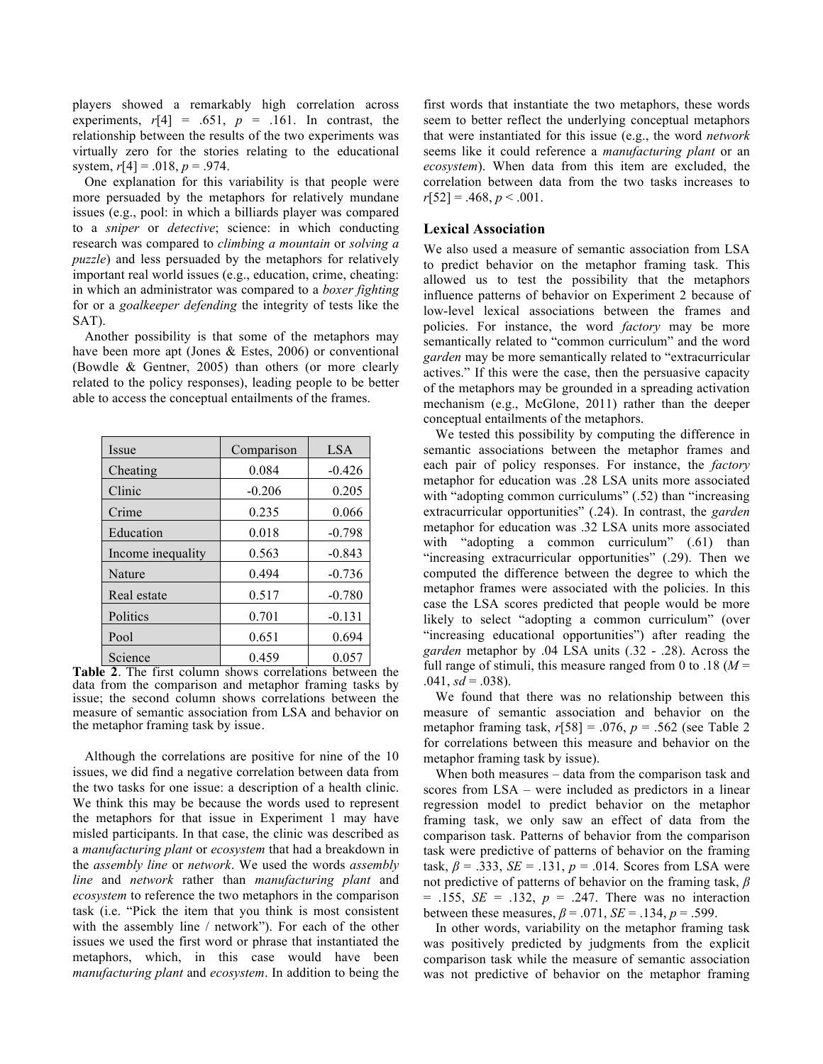players showed a remarkably high correlation across experiments, $r[4] = .651$, $p = .161$. In contrast, the relationship between the results of the two experiments was virtually zero for the stories relating to the educational system, $r[4] = .018$, $p = .974$.

One explanation for this variability is that people were more persuaded by the metaphors for relatively mundane issues (e.g., pool: in which a billiards player was compared to a *sniper* or *detective*; science: in which conducting research was compared to *climbing a mountain* or *solving a puzzle*) and less persuaded by the metaphors for relatively important real world issues (e.g., education, crime, cheating: in which an administrator was compared to a *boxer fighting* for or a *goalkeeper defending* the integrity of tests like the SAT).

Another possibility is that some of the metaphors may have been more apt (Jones & Estes, 2006) or conventional (Bowdle & Gentner, 2005) than others (or more clearly related to the policy responses), leading people to be better able to access the conceptual entailments of the frames.

| Issue | Comparison | LSA |
|---|---|---|
| Cheating | 0.084 | -0.426 |
| Clinic | -0.206 | 0.205 |
| Crime | 0.235 | 0.066 |
| Education | 0.018 | -0.798 |
| Income inequality | 0.563 | -0.843 |
| Nature | 0.494 | -0.736 |
| Real estate | 0.517 | -0.780 |
| Politics | 0.701 | -0.131 |
| Pool | 0.651 | 0.694 |
| Science | 0.459 | 0.057 |

**Table 2**. The first column shows correlations between the data from the comparison and metaphor framing tasks by issue; the second column shows correlations between the measure of semantic association from LSA and behavior on the metaphor framing task by issue.

Although the correlations are positive for nine of the 10 issues, we did find a negative correlation between data from the two tasks for one issue: a description of a health clinic. We think this may be because the words used to represent the metaphors for that issue in Experiment 1 may have misled participants. In that case, the clinic was described as a *manufacturing plant* or *ecosystem* that had a breakdown in the *assembly line* or *network*. We used the words *assembly line* and *network* rather than *manufacturing plant* and *ecosystem* to reference the two metaphors in the comparison task (i.e. "Pick the item that you think is most consistent with the assembly line / network"). For each of the other issues we used the first word or phrase that instantiated the metaphors, which, in this case would have been *manufacturing plant* and *ecosystem*. In addition to being the first words that instantiate the two metaphors, these words seem to better reflect the underlying conceptual metaphors that were instantiated for this issue (e.g., the word *network* seems like it could reference a *manufacturing plant* or an *ecosystem*). When data from this item are excluded, the correlation between data from the two tasks increases to $r[52] = .468$, $p < .001$.

## Lexical Association

We also used a measure of semantic association from LSA to predict behavior on the metaphor framing task. This allowed us to test the possibility that the metaphors influence patterns of behavior on Experiment 2 because of low-level lexical associations between the frames and policies. For instance, the word *factory* may be more semantically related to "common curriculum" and the word *garden* may be more semantically related to "extracurricular actives." If this were the case, then the persuasive capacity of the metaphors may be grounded in a spreading activation mechanism (e.g., McGlone, 2011) rather than the deeper conceptual entailments of the metaphors.

We tested this possibility by computing the difference in semantic associations between the metaphor frames and each pair of policy responses. For instance, the *factory* metaphor for education was .28 LSA units more associated with "adopting common curriculums" (.52) than "increasing extracurricular opportunities" (.24). In contrast, the *garden* metaphor for education was .32 LSA units more associated with "adopting a common curriculum" (.61) than "increasing extracurricular opportunities" (.29). Then we computed the difference between the degree to which the metaphor frames were associated with the policies. In this case the LSA scores predicted that people would be more likely to select "adopting a common curriculum" (over "increasing educational opportunities") after reading the *garden* metaphor by .04 LSA units (.32 - .28). Across the full range of stimuli, this measure ranged from 0 to .18 ($M = .041$, $sd = .038$).

We found that there was no relationship between this measure of semantic association and behavior on the metaphor framing task, $r[58] = .076$, $p = .562$ (see Table 2 for correlations between this measure and behavior on the metaphor framing task by issue).

When both measures – data from the comparison task and scores from LSA – were included as predictors in a linear regression model to predict behavior on the metaphor framing task, we only saw an effect of data from the comparison task. Patterns of behavior from the comparison task were predictive of patterns of behavior on the framing task, $\beta = .333$, $SE = .131$, $p = .014$. Scores from LSA were not predictive of patterns of behavior on the framing task, $\beta = .155$, $SE = .132$, $p = .247$. There was no interaction between these measures, $\beta = .071$, $SE = .134$, $p = .599$.

In other words, variability on the metaphor framing task was positively predicted by judgments from the explicit comparison task while the measure of semantic association was not predictive of behavior on the metaphor framing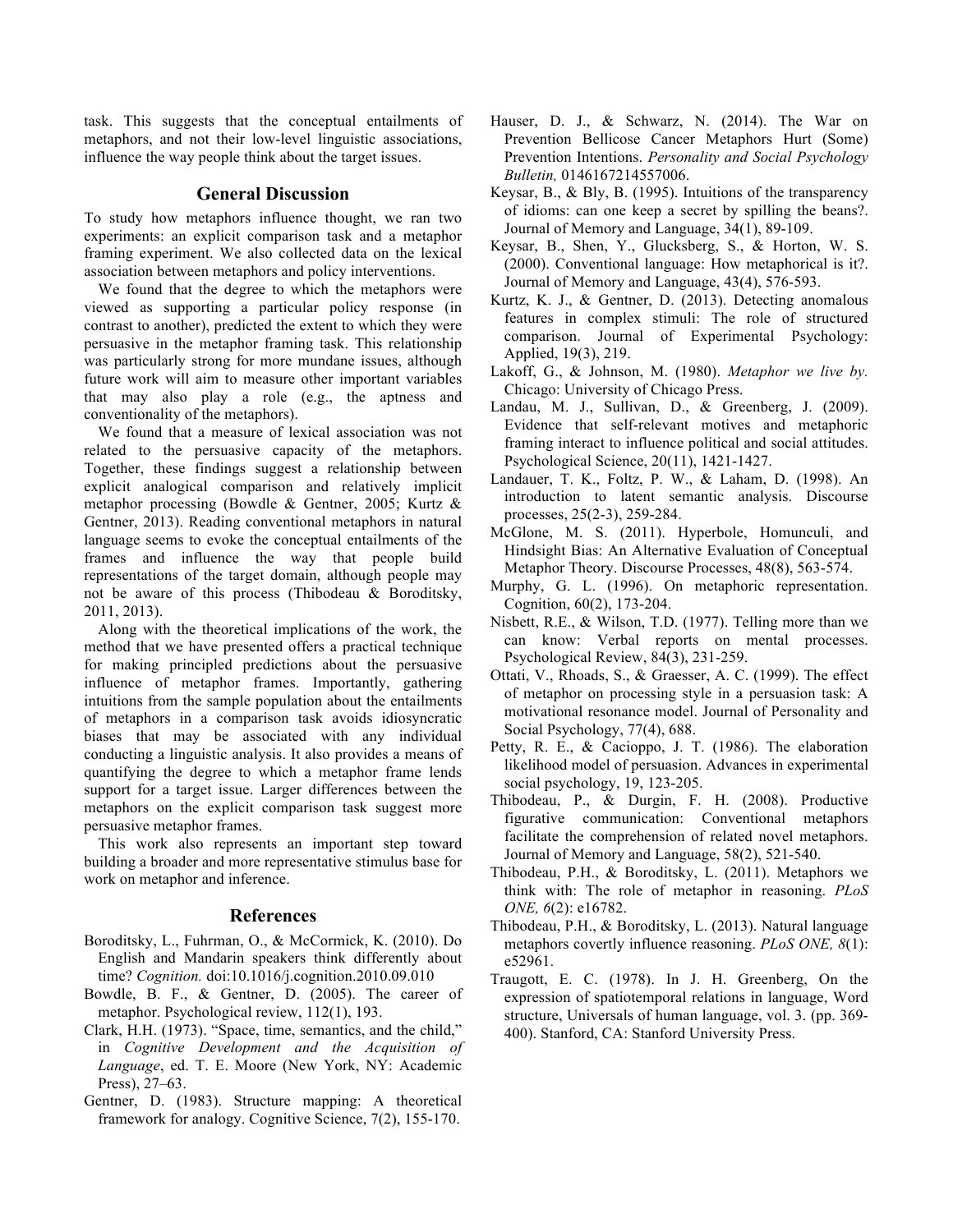task. This suggests that the conceptual entailments of metaphors, and not their low-level linguistic associations, influence the way people think about the target issues.

## General Discussion

To study how metaphors influence thought, we ran two experiments: an explicit comparison task and a metaphor framing experiment. We also collected data on the lexical association between metaphors and policy interventions.

We found that the degree to which the metaphors were viewed as supporting a particular policy response (in contrast to another), predicted the extent to which they were persuasive in the metaphor framing task. This relationship was particularly strong for more mundane issues, although future work will aim to measure other important variables that may also play a role (e.g., the aptness and conventionality of the metaphors).

We found that a measure of lexical association was not related to the persuasive capacity of the metaphors. Together, these findings suggest a relationship between explicit analogical comparison and relatively implicit metaphor processing (Bowdle & Gentner, 2005; Kurtz & Gentner, 2013). Reading conventional metaphors in natural language seems to evoke the conceptual entailments of the frames and influence the way that people build representations of the target domain, although people may not be aware of this process (Thibodeau & Boroditsky, 2011, 2013).

Along with the theoretical implications of the work, the method that we have presented offers a practical technique for making principled predictions about the persuasive influence of metaphor frames. Importantly, gathering intuitions from the sample population about the entailments of metaphors in a comparison task avoids idiosyncratic biases that may be associated with any individual conducting a linguistic analysis. It also provides a means of quantifying the degree to which a metaphor frame lends support for a target issue. Larger differences between the metaphors on the explicit comparison task suggest more persuasive metaphor frames.

This work also represents an important step toward building a broader and more representative stimulus base for work on metaphor and inference.

## References

Boroditsky, L., Fuhrman, O., & McCormick, K. (2010). Do English and Mandarin speakers think differently about time? *Cognition.* doi:10.1016/j.cognition.2010.09.010

Bowdle, B. F., & Gentner, D. (2005). The career of metaphor. Psychological review, 112(1), 193.

Clark, H.H. (1973). "Space, time, semantics, and the child," in *Cognitive Development and the Acquisition of Language*, ed. T. E. Moore (New York, NY: Academic Press), 27–63.

Gentner, D. (1983). Structure mapping: A theoretical framework for analogy. Cognitive Science, 7(2), 155-170.

Hauser, D. J., & Schwarz, N. (2014). The War on Prevention Bellicose Cancer Metaphors Hurt (Some) Prevention Intentions. *Personality and Social Psychology Bulletin,* 0146167214557006.

Keysar, B., & Bly, B. (1995). Intuitions of the transparency of idioms: can one keep a secret by spilling the beans?. Journal of Memory and Language, 34(1), 89-109.

Keysar, B., Shen, Y., Glucksberg, S., & Horton, W. S. (2000). Conventional language: How metaphorical is it?. Journal of Memory and Language, 43(4), 576-593.

Kurtz, K. J., & Gentner, D. (2013). Detecting anomalous features in complex stimuli: The role of structured comparison. Journal of Experimental Psychology: Applied, 19(3), 219.

Lakoff, G., & Johnson, M. (1980). *Metaphor we live by.* Chicago: University of Chicago Press.

Landau, M. J., Sullivan, D., & Greenberg, J. (2009). Evidence that self-relevant motives and metaphoric framing interact to influence political and social attitudes. Psychological Science, 20(11), 1421-1427.

Landauer, T. K., Foltz, P. W., & Laham, D. (1998). An introduction to latent semantic analysis. Discourse processes, 25(2-3), 259-284.

McGlone, M. S. (2011). Hyperbole, Homunculi, and Hindsight Bias: An Alternative Evaluation of Conceptual Metaphor Theory. Discourse Processes, 48(8), 563-574.

Murphy, G. L. (1996). On metaphoric representation. Cognition, 60(2), 173-204.

Nisbett, R.E., & Wilson, T.D. (1977). Telling more than we can know: Verbal reports on mental processes. Psychological Review, 84(3), 231-259.

Ottati, V., Rhoads, S., & Graesser, A. C. (1999). The effect of metaphor on processing style in a persuasion task: A motivational resonance model. Journal of Personality and Social Psychology, 77(4), 688.

Petty, R. E., & Cacioppo, J. T. (1986). The elaboration likelihood model of persuasion. Advances in experimental social psychology, 19, 123-205.

Thibodeau, P., & Durgin, F. H. (2008). Productive figurative communication: Conventional metaphors facilitate the comprehension of related novel metaphors. Journal of Memory and Language, 58(2), 521-540.

Thibodeau, P.H., & Boroditsky, L. (2011). Metaphors we think with: The role of metaphor in reasoning. *PLoS ONE, 6*(2): e16782.

Thibodeau, P.H., & Boroditsky, L. (2013). Natural language metaphors covertly influence reasoning. *PLoS ONE, 8*(1): e52961.

Traugott, E. C. (1978). In J. H. Greenberg, On the expression of spatiotemporal relations in language, Word structure, Universals of human language, vol. 3. (pp. 369-400). Stanford, CA: Stanford University Press.